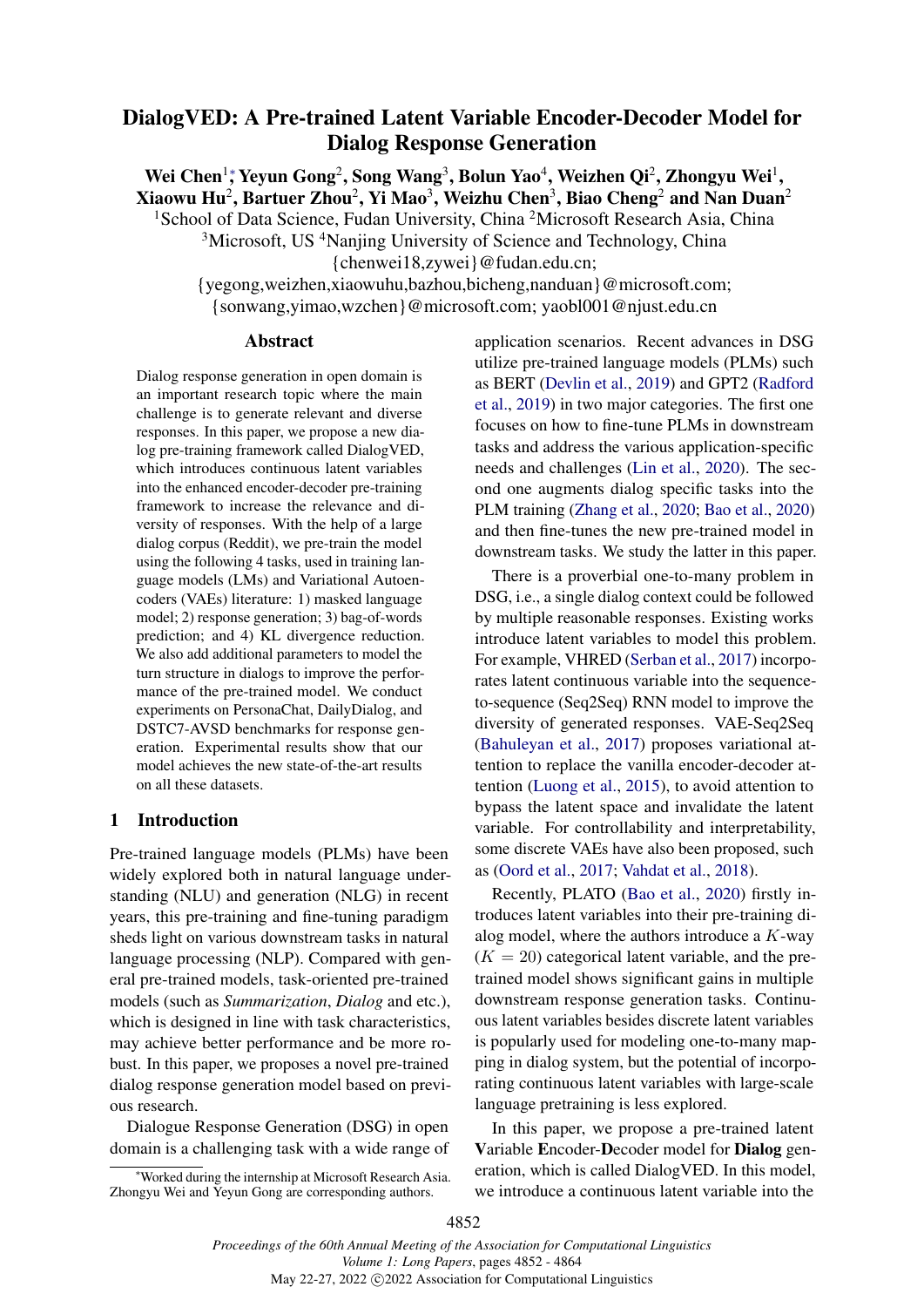# DialogVED: A Pre-trained Latent Variable Encoder-Decoder Model for Dialog Response Generation

**Wei Chen**[1]*, **Yeyun Gong**[2], **Song Wang**[3], **Bolun Yao**[4], **Weizhen Qi**[2], **Zhongyu Wei**[1], **Xiaowu Hu**[2], **Bartuer Zhou**[2], **Yi Mao**[3], **Weizhu Chen**[3], **Biao Cheng**[2] and **Nan Duan**[2]

[1]School of Data Science, Fudan University, China [2]Microsoft Research Asia, China
[3]Microsoft, US [4]Nanjing University of Science and Technology, China
{chenwei18,zywei}@fudan.edu.cn;
{yegong,weizhen,xiaowuhu,bazhou,bicheng,nanduan}@microsoft.com;
{sonwang,yimao,wzchen}@microsoft.com; yaobl001@njust.edu.cn

## Abstract

Dialog response generation in open domain is an important research topic where the main challenge is to generate relevant and diverse responses. In this paper, we propose a new dialog pre-training framework called DialogVED, which introduces continuous latent variables into the enhanced encoder-decoder pre-training framework to increase the relevance and diversity of responses. With the help of a large dialog corpus (Reddit), we pre-train the model using the following 4 tasks, used in training language models (LMs) and Variational Autoencoders (VAEs) literature: 1) masked language model; 2) response generation; 3) bag-of-words prediction; and 4) KL divergence reduction. We also add additional parameters to model the turn structure in dialogs to improve the performance of the pre-trained model. We conduct experiments on PersonaChat, DailyDialog, and DSTC7-AVSD benchmarks for response generation. Experimental results show that our model achieves the new state-of-the-art results on all these datasets.

## 1 Introduction

Pre-trained language models (PLMs) have been widely explored both in natural language understanding (NLU) and generation (NLG) in recent years, this pre-training and fine-tuning paradigm sheds light on various downstream tasks in natural language processing (NLP). Compared with general pre-trained models, task-oriented pre-trained models (such as *Summarization*, *Dialog* and etc.), which is designed in line with task characteristics, may achieve better performance and be more robust. In this paper, we proposes a novel pre-trained dialog response generation model based on previous research.

Dialogue Response Generation (DSG) in open domain is a challenging task with a wide range of application scenarios. Recent advances in DSG utilize pre-trained language models (PLMs) such as BERT (Devlin et al., 2019) and GPT2 (Radford et al., 2019) in two major categories. The first one focuses on how to fine-tune PLMs in downstream tasks and address the various application-specific needs and challenges (Lin et al., 2020). The second one augments dialog specific tasks into the PLM training (Zhang et al., 2020; Bao et al., 2020) and then fine-tunes the new pre-trained model in downstream tasks. We study the latter in this paper.

There is a proverbial one-to-many problem in DSG, i.e., a single dialog context could be followed by multiple reasonable responses. Existing works introduce latent variables to model this problem. For example, VHRED (Serban et al., 2017) incorporates latent continuous variable into the sequence-to-sequence (Seq2Seq) RNN model to improve the diversity of generated responses. VAE-Seq2Seq (Bahuleyan et al., 2017) proposes variational attention to replace the vanilla encoder-decoder attention (Luong et al., 2015), to avoid attention to bypass the latent space and invalidate the latent variable. For controllability and interpretability, some discrete VAEs have also been proposed, such as (Oord et al., 2017; Vahdat et al., 2018).

Recently, PLATO (Bao et al., 2020) firstly introduces latent variables into their pre-training dialog model, where the authors introduce a $K$-way ($K = 20$) categorical latent variable, and the pre-trained model shows significant gains in multiple downstream response generation tasks. Continuous latent variables besides discrete latent variables is popularly used for modeling one-to-many mapping in dialog system, but the potential of incorporating continuous latent variables with large-scale language pretraining is less explored.

In this paper, we propose a pre-trained latent **V**ariable **E**ncoder-**D**ecoder model for **Dialog** generation, which is called DialogVED. In this model, we introduce a continuous latent variable into the

*Worked during the internship at Microsoft Research Asia. Zhongyu Wei and Yeyun Gong are corresponding authors.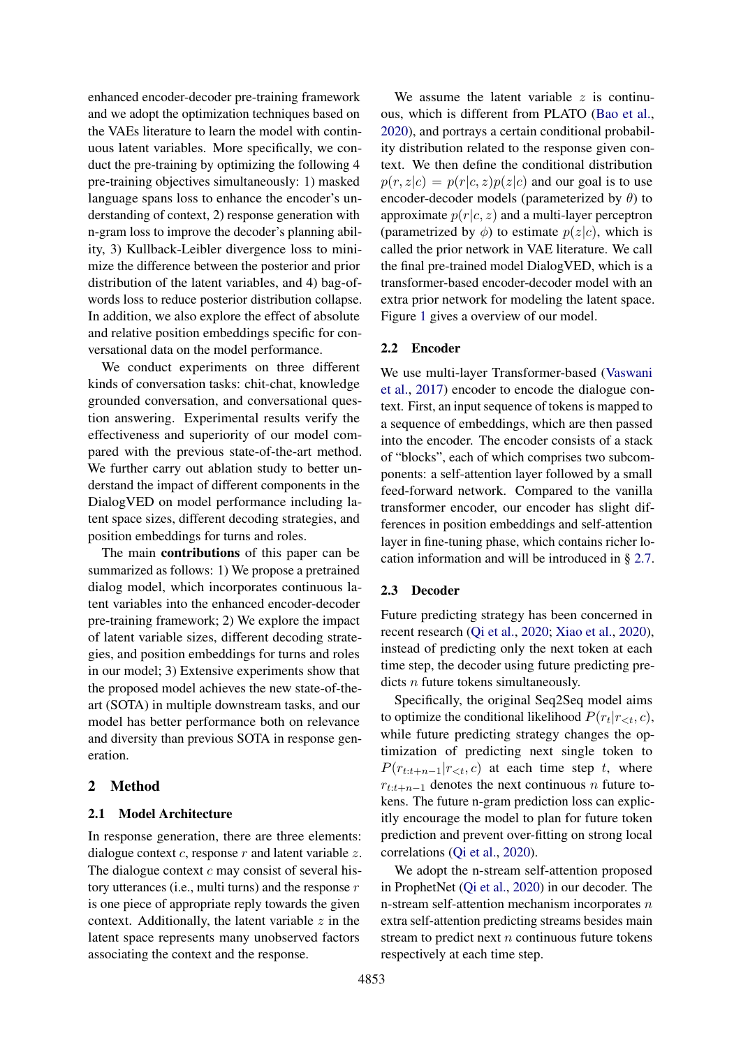enhanced encoder-decoder pre-training framework and we adopt the optimization techniques based on the VAEs literature to learn the model with continuous latent variables. More specifically, we conduct the pre-training by optimizing the following 4 pre-training objectives simultaneously: 1) masked language spans loss to enhance the encoder's understanding of context, 2) response generation with n-gram loss to improve the decoder's planning ability, 3) Kullback-Leibler divergence loss to minimize the difference between the posterior and prior distribution of the latent variables, and 4) bag-of-words loss to reduce posterior distribution collapse. In addition, we also explore the effect of absolute and relative position embeddings specific for conversational data on the model performance.

We conduct experiments on three different kinds of conversation tasks: chit-chat, knowledge grounded conversation, and conversational question answering. Experimental results verify the effectiveness and superiority of our model compared with the previous state-of-the-art method. We further carry out ablation study to better understand the impact of different components in the DialogVED on model performance including latent space sizes, different decoding strategies, and position embeddings for turns and roles.

The main **contributions** of this paper can be summarized as follows: 1) We propose a pretrained dialog model, which incorporates continuous latent variables into the enhanced encoder-decoder pre-training framework; 2) We explore the impact of latent variable sizes, different decoding strategies, and position embeddings for turns and roles in our model; 3) Extensive experiments show that the proposed model achieves the new state-of-the-art (SOTA) in multiple downstream tasks, and our model has better performance both on relevance and diversity than previous SOTA in response generation.

## 2 Method

### 2.1 Model Architecture

In response generation, there are three elements: dialogue context $c$, response $r$ and latent variable $z$. The dialogue context $c$ may consist of several history utterances (i.e., multi turns) and the response $r$ is one piece of appropriate reply towards the given context. Additionally, the latent variable $z$ in the latent space represents many unobserved factors associating the context and the response.

We assume the latent variable $z$ is continuous, which is different from PLATO (Bao et al., 2020), and portrays a certain conditional probability distribution related to the response given context. We then define the conditional distribution $p(r, z|c) = p(r|c, z)p(z|c)$ and our goal is to use encoder-decoder models (parameterized by $\theta$) to approximate $p(r|c, z)$ and a multi-layer perceptron (parametrized by $\phi$) to estimate $p(z|c)$, which is called the prior network in VAE literature. We call the final pre-trained model DialogVED, which is a transformer-based encoder-decoder model with an extra prior network for modeling the latent space. Figure 1 gives a overview of our model.

### 2.2 Encoder

We use multi-layer Transformer-based (Vaswani et al., 2017) encoder to encode the dialogue context. First, an input sequence of tokens is mapped to a sequence of embeddings, which are then passed into the encoder. The encoder consists of a stack of "blocks", each of which comprises two subcomponents: a self-attention layer followed by a small feed-forward network. Compared to the vanilla transformer encoder, our encoder has slight differences in position embeddings and self-attention layer in fine-tuning phase, which contains richer location information and will be introduced in § 2.7.

### 2.3 Decoder

Future predicting strategy has been concerned in recent research (Qi et al., 2020; Xiao et al., 2020), instead of predicting only the next token at each time step, the decoder using future predicting predicts $n$ future tokens simultaneously.

Specifically, the original Seq2Seq model aims to optimize the conditional likelihood $P(r_t|r_{<t}, c)$, while future predicting strategy changes the optimization of predicting next single token to $P(r_{t:t+n-1}|r_{<t}, c)$ at each time step $t$, where $r_{t:t+n-1}$ denotes the next continuous $n$ future tokens. The future n-gram prediction loss can explicitly encourage the model to plan for future token prediction and prevent over-fitting on strong local correlations (Qi et al., 2020).

We adopt the n-stream self-attention proposed in ProphetNet (Qi et al., 2020) in our decoder. The n-stream self-attention mechanism incorporates $n$ extra self-attention predicting streams besides main stream to predict next $n$ continuous future tokens respectively at each time step.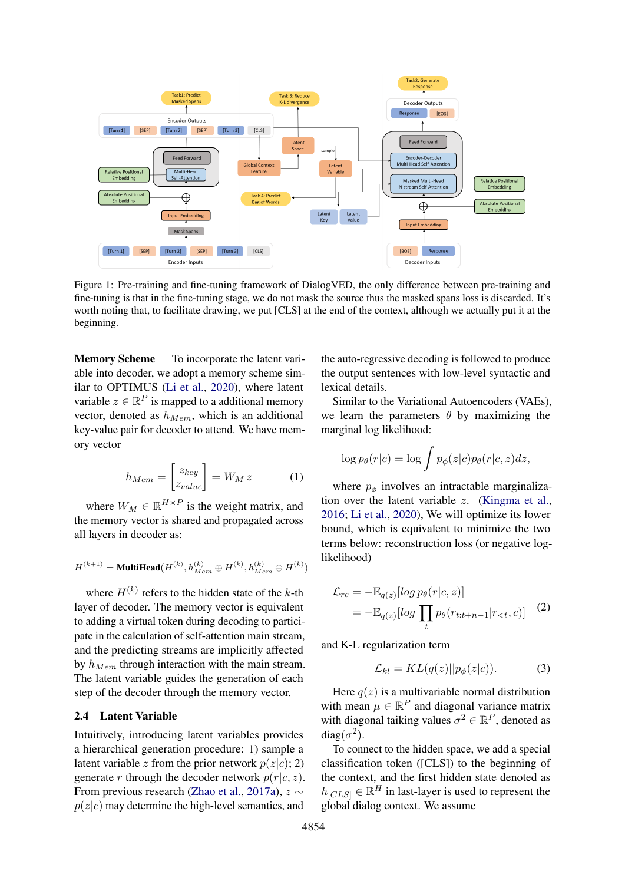Figure 1: Pre-training and fine-tuning framework of DialogVED, the only difference between pre-training and fine-tuning is that in the fine-tuning stage, we do not mask the source thus the masked spans loss is discarded. It's worth noting that, to facilitate drawing, we put [CLS] at the end of the context, although we actually put it at the beginning.

**Memory Scheme** To incorporate the latent variable into decoder, we adopt a memory scheme similar to OPTIMUS (Li et al., 2020), where latent variable $z \in \mathbb{R}^P$ is mapped to a additional memory vector, denoted as $h_{Mem}$, which is an additional key-value pair for decoder to attend. We have memory vector

$$h_{Mem} = \begin{bmatrix} z_{key} \\ z_{value} \end{bmatrix} = W_M \, z \tag{1}$$

where $W_M \in \mathbb{R}^{H \times P}$ is the weight matrix, and the memory vector is shared and propagated across all layers in decoder as:

$$H^{(k+1)} = \textbf{MultiHead}(H^{(k)}, h_{Mem}^{(k)} \oplus H^{(k)}, h_{Mem}^{(k)} \oplus H^{(k)})$$

where $H^{(k)}$ refers to the hidden state of the $k$-th layer of decoder. The memory vector is equivalent to adding a virtual token during decoding to participate in the calculation of self-attention main stream, and the predicting streams are implicitly affected by $h_{Mem}$ through interaction with the main stream. The latent variable guides the generation of each step of the decoder through the memory vector.

### 2.4 Latent Variable

Intuitively, introducing latent variables provides a hierarchical generation procedure: 1) sample a latent variable $z$ from the prior network $p(z|c)$; 2) generate $r$ through the decoder network $p(r|c, z)$. From previous research (Zhao et al., 2017a), $z \sim p(z|c)$ may determine the high-level semantics, and the auto-regressive decoding is followed to produce the output sentences with low-level syntactic and lexical details.

Similar to the Variational Autoencoders (VAEs), we learn the parameters $\theta$ by maximizing the marginal log likelihood:

$$\log p_\theta(r|c) = \log \int p_\phi(z|c) p_\theta(r|c, z) dz,$$

where $p_\phi$ involves an intractable marginalization over the latent variable $z$. (Kingma et al., 2016; Li et al., 2020), We will optimize its lower bound, which is equivalent to minimize the two terms below: reconstruction loss (or negative log-likelihood)

$$\begin{aligned} \mathcal{L}_{rc} &= -\mathbb{E}_{q(z)}[log \, p_\theta(r|c, z)] \\ &= -\mathbb{E}_{q(z)}[log \prod_t p_\theta(r_{t:t+n-1}|r_{<t}, c)] \end{aligned} \tag{2}$$

and K-L regularization term

$$\mathcal{L}_{kl} = KL(q(z)||p_\phi(z|c)). \tag{3}$$

Here $q(z)$ is a multivariable normal distribution with mean $\mu \in \mathbb{R}^P$ and diagonal variance matrix with diagonal taiking values $\sigma^2 \in \mathbb{R}^P$, denoted as $\text{diag}(\sigma^2)$.

To connect to the hidden space, we add a special classification token ([CLS]) to the beginning of the context, and the first hidden state denoted as $h_{[CLS]} \in \mathbb{R}^H$ in last-layer is used to represent the global dialog context. We assume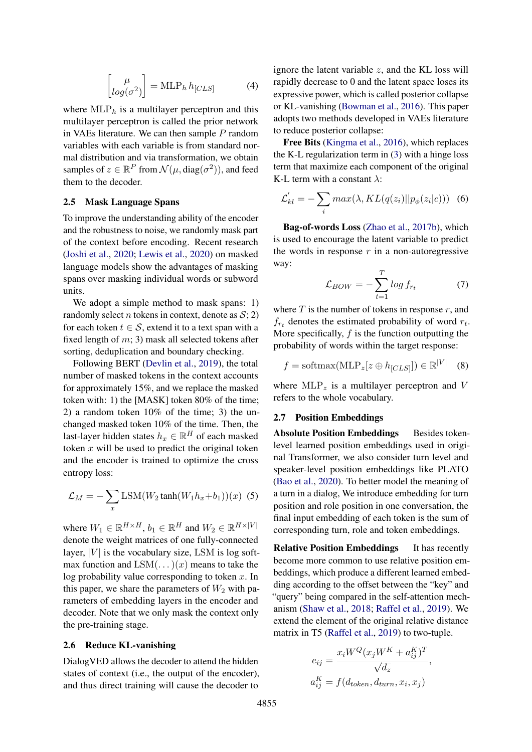$$\begin{bmatrix} \mu \\ log(\sigma^2) \end{bmatrix} = \text{MLP}_h \, h_{[CLS]} \quad (4)$$

where $\text{MLP}_h$ is a multilayer perceptron and this multilayer perceptron is called the prior network in VAEs literature. We can then sample $P$ random variables with each variable is from standard normal distribution and via transformation, we obtain samples of $z \in \mathbb{R}^P$ from $\mathcal{N}(\mu, \text{diag}(\sigma^2))$, and feed them to the decoder.

### 2.5 Mask Language Spans

To improve the understanding ability of the encoder and the robustness to noise, we randomly mask part of the context before encoding. Recent research (Joshi et al., 2020; Lewis et al., 2020) on masked language models show the advantages of masking spans over masking individual words or subword units.

We adopt a simple method to mask spans: 1) randomly select $n$ tokens in context, denote as $\mathcal{S}$; 2) for each token $t \in \mathcal{S}$, extend it to a text span with a fixed length of $m$; 3) mask all selected tokens after sorting, deduplication and boundary checking.

Following BERT (Devlin et al., 2019), the total number of masked tokens in the context accounts for approximately 15%, and we replace the masked token with: 1) the [MASK] token 80% of the time; 2) a random token 10% of the time; 3) the unchanged masked token 10% of the time. Then, the last-layer hidden states $h_x \in \mathbb{R}^H$ of each masked token $x$ will be used to predict the original token and the encoder is trained to optimize the cross entropy loss:

$$\mathcal{L}_M = -\sum_x \text{LSM}(W_2 \tanh(W_1 h_x + b_1))(x) \quad (5)$$

where $W_1 \in \mathbb{R}^{H \times H}$, $b_1 \in \mathbb{R}^H$ and $W_2 \in \mathbb{R}^{H \times |V|}$ denote the weight matrices of one fully-connected layer, $|V|$ is the vocabulary size, LSM is log softmax function and $\text{LSM}(\dots)(x)$ means to take the log probability value corresponding to token $x$. In this paper, we share the parameters of $W_2$ with parameters of embedding layers in the encoder and decoder. Note that we only mask the context only the pre-training stage.

### 2.6 Reduce KL-vanishing

DialogVED allows the decoder to attend the hidden states of context (i.e., the output of the encoder), and thus direct training will cause the decoder to ignore the latent variable $z$, and the KL loss will rapidly decrease to 0 and the latent space loses its expressive power, which is called posterior collapse or KL-vanishing (Bowman et al., 2016). This paper adopts two methods developed in VAEs literature to reduce posterior collapse:

**Free Bits** (Kingma et al., 2016), which replaces the K-L regularization term in (3) with a hinge loss term that maximize each component of the original K-L term with a constant $\lambda$:

$$\mathcal{L}_{kl}^{'} = -\sum_i max(\lambda, KL(q(z_i)||p_\phi(z_i|c))) \quad (6)$$

**Bag-of-words Loss** (Zhao et al., 2017b), which is used to encourage the latent variable to predict the words in response $r$ in a non-autoregressive way:

$$\mathcal{L}_{BOW} = -\sum_{t=1}^{T} log \, f_{r_t} \quad (7)$$

where $T$ is the number of tokens in response $r$, and $f_{r_t}$ denotes the estimated probability of word $r_t$. More specifically, $f$ is the function outputting the probability of words within the target response:

$$f = \text{softmax}(\text{MLP}_z[z \oplus h_{[CLS]}]) \in \mathbb{R}^{|V|} \quad (8)$$

where $\text{MLP}_z$ is a multilayer perceptron and $V$ refers to the whole vocabulary.

### 2.7 Position Embeddings

**Absolute Position Embeddings** Besides token-level learned position embeddings used in original Transformer, we also consider turn level and speaker-level position embeddings like PLATO (Bao et al., 2020). To better model the meaning of a turn in a dialog, We introduce embedding for turn position and role position in one conversation, the final input embedding of each token is the sum of corresponding turn, role and token embeddings.

**Relative Position Embeddings** It has recently become more common to use relative position embeddings, which produce a different learned embedding according to the offset between the "key" and "query" being compared in the self-attention mechanism (Shaw et al., 2018; Raffel et al., 2019). We extend the element of the original relative distance matrix in T5 (Raffel et al., 2019) to two-tuple.

$$e_{ij} = \frac{x_i W^Q (x_j W^K + a_{ij}^K)^T}{\sqrt{d_z}},$$
$$a_{ij}^K = f(d_{token}, d_{turn}, x_i, x_j)$$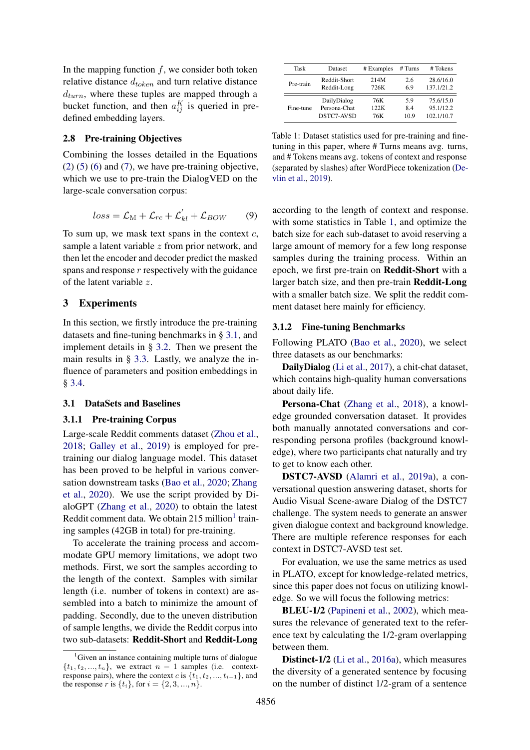In the mapping function $f$, we consider both token relative distance $d_{token}$ and turn relative distance $d_{turn}$, where these tuples are mapped through a bucket function, and then $a_{ij}^K$ is queried in pre-defined embedding layers.

### 2.8 Pre-training Objectives

Combining the losses detailed in the Equations (2) (5) (6) and (7), we have pre-training objective, which we use to pre-train the DialogVED on the large-scale conversation corpus:

$$loss = \mathcal{L}_{\mathrm{M}} + \mathcal{L}_{rc} + \mathcal{L}_{kl}^{'} + \mathcal{L}_{BOW} \tag{9}$$

To sum up, we mask text spans in the context $c$, sample a latent variable $z$ from prior network, and then let the encoder and decoder predict the masked spans and response $r$ respectively with the guidance of the latent variable $z$.

## 3 Experiments

In this section, we firstly introduce the pre-training datasets and fine-tuning benchmarks in § 3.1, and implement details in § 3.2. Then we present the main results in § 3.3. Lastly, we analyze the influence of parameters and position embeddings in § 3.4.

### 3.1 DataSets and Baselines

#### 3.1.1 Pre-training Corpus

Large-scale Reddit comments dataset (Zhou et al., 2018; Galley et al., 2019) is employed for pre-training our dialog language model. This dataset has been proved to be helpful in various conversation downstream tasks (Bao et al., 2020; Zhang et al., 2020). We use the script provided by DialoGPT (Zhang et al., 2020) to obtain the latest Reddit comment data. We obtain 215 million[1] training samples (42GB in total) for pre-training.

To accelerate the training process and accommodate GPU memory limitations, we adopt two methods. First, we sort the samples according to the length of the context. Samples with similar length (i.e. number of tokens in context) are assembled into a batch to minimize the amount of padding. Secondly, due to the uneven distribution of sample lengths, we divide the Reddit corpus into two sub-datasets: **Reddit-Short** and **Reddit-Long** according to the length of context and response. with some statistics in Table 1, and optimize the batch size for each sub-dataset to avoid reserving a large amount of memory for a few long response samples during the training process. Within an epoch, we first pre-train on **Reddit-Short** with a larger batch size, and then pre-train **Reddit-Long** with a smaller batch size. We split the reddit comment dataset here mainly for efficiency.

[1] Given an instance containing multiple turns of dialogue $\{t_1, t_2, ..., t_n\}$, we extract $n-1$ samples (i.e. context-response pairs), where the context $c$ is $\{t_1, t_2, ..., t_{i-1}\}$, and the response $r$ is $\{t_i\}$, for $i = \{2, 3, ..., n\}$.

| Task | Dataset | # Examples | # Turns | # Tokens |
|---|---|---|---|---|
| Pre-train | Reddit-Short | 214M | 2.6 | 28.6/16.0 |
| | Reddit-Long | 726K | 6.9 | 137.1/21.2 |
| Fine-tune | DailyDialog | 76K | 5.9 | 75.6/15.0 |
| | Persona-Chat | 122K | 8.4 | 95.1/12.2 |
| | DSTC7-AVSD | 76K | 10.9 | 102.1/10.7 |

Table 1: Dataset statistics used for pre-training and fine-tuning in this paper, where # Turns means avg. turns, and # Tokens means avg. tokens of context and response (separated by slashes) after WordPiece tokenization (Devlin et al., 2019).

#### 3.1.2 Fine-tuning Benchmarks

Following PLATO (Bao et al., 2020), we select three datasets as our benchmarks:

**DailyDialog** (Li et al., 2017), a chit-chat dataset, which contains high-quality human conversations about daily life.

**Persona-Chat** (Zhang et al., 2018), a knowledge grounded conversation dataset. It provides both manually annotated conversations and corresponding persona profiles (background knowledge), where two participants chat naturally and try to get to know each other.

**DSTC7-AVSD** (Alamri et al., 2019a), a conversational question answering dataset, shorts for Audio Visual Scene-aware Dialog of the DSTC7 challenge. The system needs to generate an answer given dialogue context and background knowledge. There are multiple reference responses for each context in DSTC7-AVSD test set.

For evaluation, we use the same metrics as used in PLATO, except for knowledge-related metrics, since this paper does not focus on utilizing knowledge. So we will focus the following metrics:

**BLEU-1/2** (Papineni et al., 2002), which measures the relevance of generated text to the reference text by calculating the 1/2-gram overlapping between them.

**Distinct-1/2** (Li et al., 2016a), which measures the diversity of a generated sentence by focusing on the number of distinct 1/2-gram of a sentence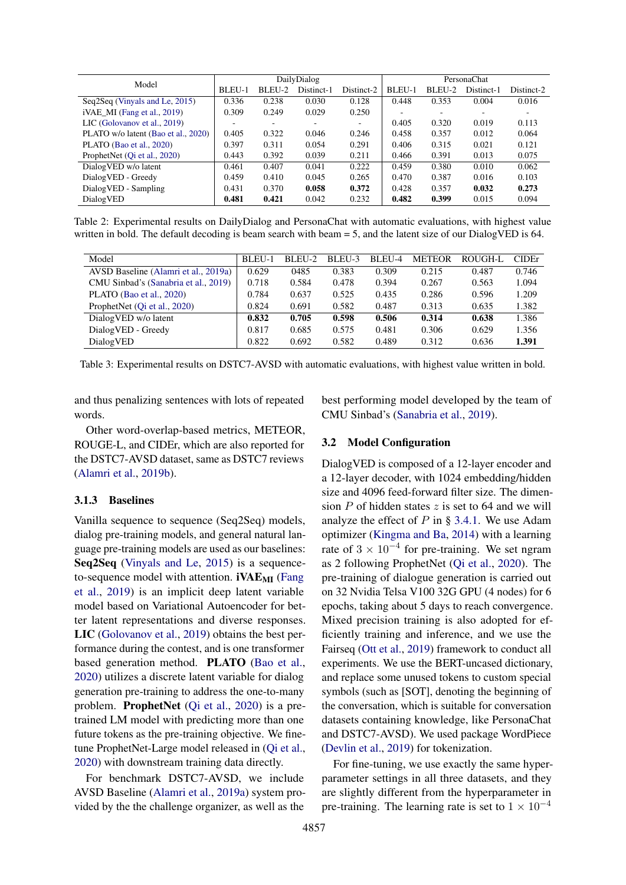| Model | DailyDialog | | | | PersonaChat | | | |
|---|---|---|---|---|---|---|---|---|
| | BLEU-1 | BLEU-2 | Distinct-1 | Distinct-2 | BLEU-1 | BLEU-2 | Distinct-1 | Distinct-2 |
| Seq2Seq (Vinyals and Le, 2015) | 0.336 | 0.238 | 0.030 | 0.128 | 0.448 | 0.353 | 0.004 | 0.016 |
| iVAE_MI (Fang et al., 2019) | 0.309 | 0.249 | 0.029 | 0.250 | - | - | - | - |
| LIC (Golovanov et al., 2019) | - | - | - | - | 0.405 | 0.320 | 0.019 | 0.113 |
| PLATO w/o latent (Bao et al., 2020) | 0.405 | 0.322 | 0.046 | 0.246 | 0.458 | 0.357 | 0.012 | 0.064 |
| PLATO (Bao et al., 2020) | 0.397 | 0.311 | 0.054 | 0.291 | 0.406 | 0.315 | 0.021 | 0.121 |
| ProphetNet (Qi et al., 2020) | 0.443 | 0.392 | 0.039 | 0.211 | 0.466 | 0.391 | 0.013 | 0.075 |
| DialogVED w/o latent | 0.461 | 0.407 | 0.041 | 0.222 | 0.459 | 0.380 | 0.010 | 0.062 |
| DialogVED - Greedy | 0.459 | 0.410 | 0.045 | 0.265 | 0.470 | 0.387 | 0.016 | 0.103 |
| DialogVED - Sampling | 0.431 | 0.370 | **0.058** | **0.372** | 0.428 | 0.357 | **0.032** | **0.273** |
| DialogVED | **0.481** | **0.421** | 0.042 | 0.232 | **0.482** | **0.399** | 0.015 | 0.094 |

Table 2: Experimental results on DailyDialog and PersonaChat with automatic evaluations, with highest value written in bold. The default decoding is beam search with beam = 5, and the latent size of our DialogVED is 64.

| Model | BLEU-1 | BLEU-2 | BLEU-3 | BLEU-4 | METEOR | ROUGH-L | CIDEr |
|---|---|---|---|---|---|---|---|
| AVSD Baseline (Alamri et al., 2019a) | 0.629 | 0485 | 0.383 | 0.309 | 0.215 | 0.487 | 0.746 |
| CMU Sinbad's (Sanabria et al., 2019) | 0.718 | 0.584 | 0.478 | 0.394 | 0.267 | 0.563 | 1.094 |
| PLATO (Bao et al., 2020) | 0.784 | 0.637 | 0.525 | 0.435 | 0.286 | 0.596 | 1.209 |
| ProphetNet (Qi et al., 2020) | 0.824 | 0.691 | 0.582 | 0.487 | 0.313 | 0.635 | 1.382 |
| DialogVED w/o latent | **0.832** | **0.705** | **0.598** | **0.506** | **0.314** | **0.638** | 1.386 |
| DialogVED - Greedy | 0.817 | 0.685 | 0.575 | 0.481 | 0.306 | 0.629 | 1.356 |
| DialogVED | 0.822 | 0.692 | 0.582 | 0.489 | 0.312 | 0.636 | **1.391** |

Table 3: Experimental results on DSTC7-AVSD with automatic evaluations, with highest value written in bold.

and thus penalizing sentences with lots of repeated words.

Other word-overlap-based metrics, METEOR, ROUGE-L, and CIDEr, which are also reported for the DSTC7-AVSD dataset, same as DSTC7 reviews (Alamri et al., 2019b).

### 3.1.3 Baselines

Vanilla sequence to sequence (Seq2Seq) models, dialog pre-training models, and general natural language pre-training models are used as our baselines: **Seq2Seq** (Vinyals and Le, 2015) is a sequence-to-sequence model with attention. **iVAE$_{\text{MI}}$** (Fang et al., 2019) is an implicit deep latent variable model based on Variational Autoencoder for better latent representations and diverse responses. **LIC** (Golovanov et al., 2019) obtains the best performance during the contest, and is one transformer based generation method. **PLATO** (Bao et al., 2020) utilizes a discrete latent variable for dialog generation pre-training to address the one-to-many problem. **ProphetNet** (Qi et al., 2020) is a pre-trained LM model with predicting more than one future tokens as the pre-training objective. We fine-tune ProphetNet-Large model released in (Qi et al., 2020) with downstream training data directly.

For benchmark DSTC7-AVSD, we include AVSD Baseline (Alamri et al., 2019a) system provided by the the challenge organizer, as well as the best performing model developed by the team of CMU Sinbad's (Sanabria et al., 2019).

## 3.2 Model Configuration

DialogVED is composed of a 12-layer encoder and a 12-layer decoder, with 1024 embedding/hidden size and 4096 feed-forward filter size. The dimension $P$ of hidden states $z$ is set to 64 and we will analyze the effect of $P$ in § 3.4.1. We use Adam optimizer (Kingma and Ba, 2014) with a learning rate of $3 \times 10^{-4}$ for pre-training. We set ngram as 2 following ProphetNet (Qi et al., 2020). The pre-training of dialogue generation is carried out on 32 Nvidia Telsa V100 32G GPU (4 nodes) for 6 epochs, taking about 5 days to reach convergence. Mixed precision training is also adopted for efficiently training and inference, and we use the Fairseq (Ott et al., 2019) framework to conduct all experiments. We use the BERT-uncased dictionary, and replace some unused tokens to custom special symbols (such as [SOT], denoting the beginning of the conversation, which is suitable for conversation datasets containing knowledge, like PersonaChat and DSTC7-AVSD). We used package WordPiece (Devlin et al., 2019) for tokenization.

For fine-tuning, we use exactly the same hyper-parameter settings in all three datasets, and they are slightly different from the hyperparameter in pre-training. The learning rate is set to $1 \times 10^{-4}$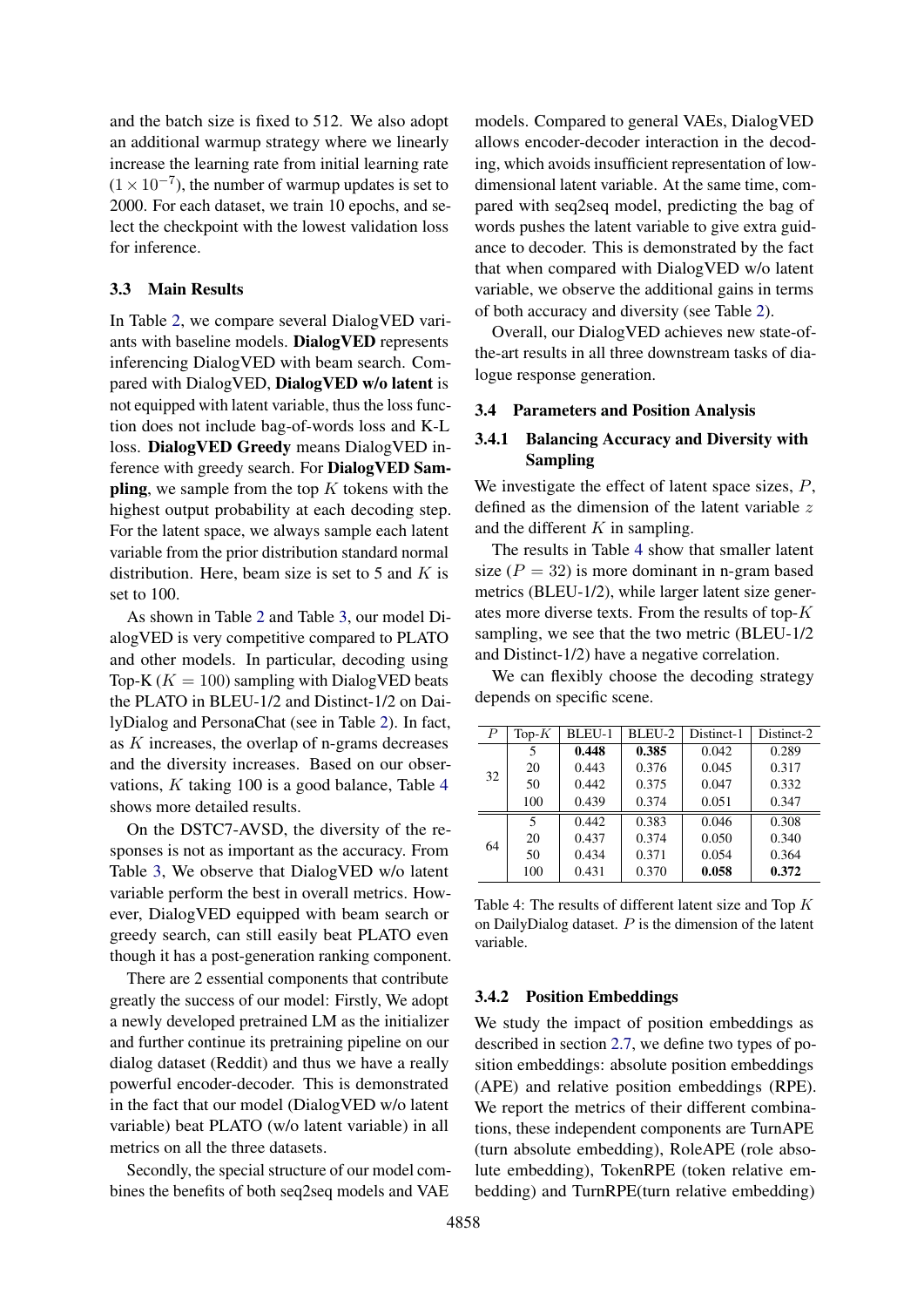and the batch size is fixed to 512. We also adopt an additional warmup strategy where we linearly increase the learning rate from initial learning rate ($1 \times 10^{-7}$), the number of warmup updates is set to 2000. For each dataset, we train 10 epochs, and select the checkpoint with the lowest validation loss for inference.

### 3.3 Main Results

In Table 2, we compare several DialogVED variants with baseline models. **DialogVED** represents inferencing DialogVED with beam search. Compared with DialogVED, **DialogVED w/o latent** is not equipped with latent variable, thus the loss function does not include bag-of-words loss and K-L loss. **DialogVED Greedy** means DialogVED inference with greedy search. For **DialogVED Sampling**, we sample from the top $K$ tokens with the highest output probability at each decoding step. For the latent space, we always sample each latent variable from the prior distribution standard normal distribution. Here, beam size is set to 5 and $K$ is set to 100.

As shown in Table 2 and Table 3, our model DialogVED is very competitive compared to PLATO and other models. In particular, decoding using Top-K ($K = 100$) sampling with DialogVED beats the PLATO in BLEU-1/2 and Distinct-1/2 on DailyDialog and PersonaChat (see in Table 2). In fact, as $K$ increases, the overlap of n-grams decreases and the diversity increases. Based on our observations, $K$ taking 100 is a good balance, Table 4 shows more detailed results.

On the DSTC7-AVSD, the diversity of the responses is not as important as the accuracy. From Table 3, We observe that DialogVED w/o latent variable perform the best in overall metrics. However, DialogVED equipped with beam search or greedy search, can still easily beat PLATO even though it has a post-generation ranking component.

There are 2 essential components that contribute greatly the success of our model: Firstly, We adopt a newly developed pretrained LM as the initializer and further continue its pretraining pipeline on our dialog dataset (Reddit) and thus we have a really powerful encoder-decoder. This is demonstrated in the fact that our model (DialogVED w/o latent variable) beat PLATO (w/o latent variable) in all metrics on all the three datasets.

Secondly, the special structure of our model combines the benefits of both seq2seq models and VAE models. Compared to general VAEs, DialogVED allows encoder-decoder interaction in the decoding, which avoids insufficient representation of low-dimensional latent variable. At the same time, compared with seq2seq model, predicting the bag of words pushes the latent variable to give extra guidance to decoder. This is demonstrated by the fact that when compared with DialogVED w/o latent variable, we observe the additional gains in terms of both accuracy and diversity (see Table 2).

Overall, our DialogVED achieves new state-of-the-art results in all three downstream tasks of dialogue response generation.

### 3.4 Parameters and Position Analysis

#### 3.4.1 Balancing Accuracy and Diversity with Sampling

We investigate the effect of latent space sizes, $P$, defined as the dimension of the latent variable $z$ and the different $K$ in sampling.

The results in Table 4 show that smaller latent size ($P = 32$) is more dominant in n-gram based metrics (BLEU-1/2), while larger latent size generates more diverse texts. From the results of top-$K$ sampling, we see that the two metric (BLEU-1/2 and Distinct-1/2) have a negative correlation.

We can flexibly choose the decoding strategy depends on specific scene.

| $P$ | Top-$K$ | BLEU-1 | BLEU-2 | Distinct-1 | Distinct-2 |
|---|---|---|---|---|---|
| 32 | 5 | **0.448** | **0.385** | 0.042 | 0.289 |
| | 20 | 0.443 | 0.376 | 0.045 | 0.317 |
| | 50 | 0.442 | 0.375 | 0.047 | 0.332 |
| | 100 | 0.439 | 0.374 | 0.051 | 0.347 |
| 64 | 5 | 0.442 | 0.383 | 0.046 | 0.308 |
| | 20 | 0.437 | 0.374 | 0.050 | 0.340 |
| | 50 | 0.434 | 0.371 | 0.054 | 0.364 |
| | 100 | 0.431 | 0.370 | **0.058** | **0.372** |

Table 4: The results of different latent size and Top $K$ on DailyDialog dataset. $P$ is the dimension of the latent variable.

#### 3.4.2 Position Embeddings

We study the impact of position embeddings as described in section 2.7, we define two types of position embeddings: absolute position embeddings (APE) and relative position embeddings (RPE). We report the metrics of their different combinations, these independent components are TurnAPE (turn absolute embedding), RoleAPE (role absolute embedding), TokenRPE (token relative embedding) and TurnRPE(turn relative embedding)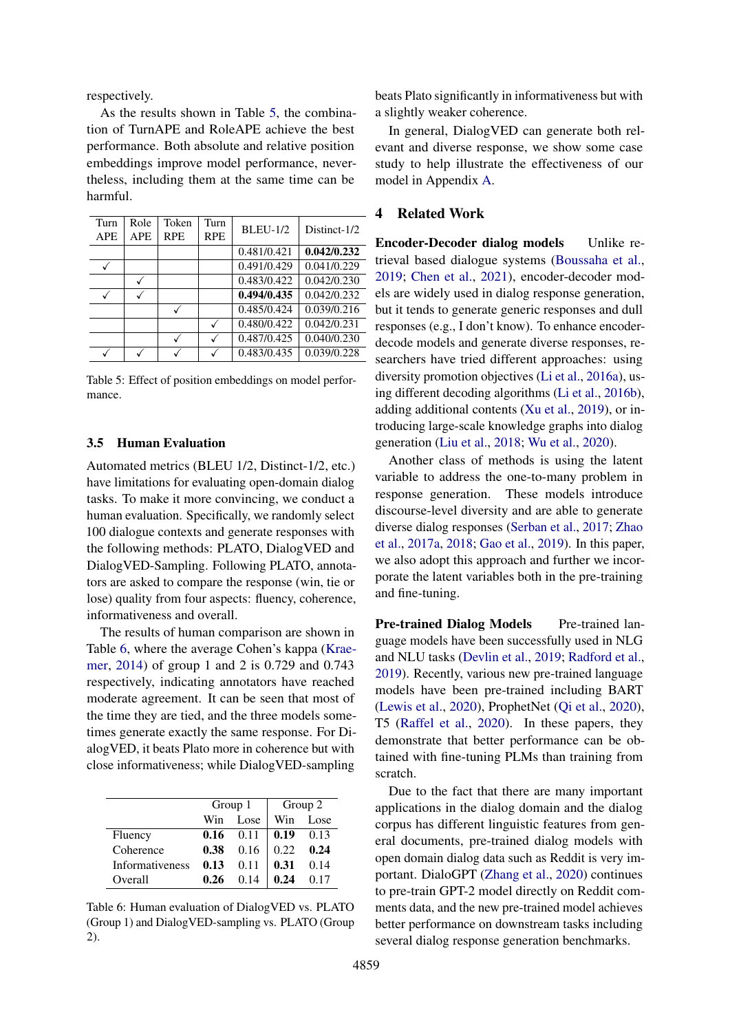respectively.

As the results shown in Table 5, the combination of TurnAPE and RoleAPE achieve the best performance. Both absolute and relative position embeddings improve model performance, nevertheless, including them at the same time can be harmful.

| Turn APE | Role APE | Token RPE | Turn RPE | BLEU-1/2 | Distinct-1/2 |
|---|---|---|---|---|---|
| | | | | 0.481/0.421 | **0.042/0.232** |
| ✓ | | | | 0.491/0.429 | 0.041/0.229 |
| | ✓ | | | 0.483/0.422 | 0.042/0.230 |
| ✓ | ✓ | | | **0.494/0.435** | 0.042/0.232 |
| | | ✓ | | 0.485/0.424 | 0.039/0.216 |
| | | | ✓ | 0.480/0.422 | 0.042/0.231 |
| | | ✓ | ✓ | 0.487/0.425 | 0.040/0.230 |
| ✓ | ✓ | ✓ | ✓ | 0.483/0.435 | 0.039/0.228 |

Table 5: Effect of position embeddings on model performance.

### 3.5 Human Evaluation

Automated metrics (BLEU 1/2, Distinct-1/2, etc.) have limitations for evaluating open-domain dialog tasks. To make it more convincing, we conduct a human evaluation. Specifically, we randomly select 100 dialogue contexts and generate responses with the following methods: PLATO, DialogVED and DialogVED-Sampling. Following PLATO, annotators are asked to compare the response (win, tie or lose) quality from four aspects: fluency, coherence, informativeness and overall.

The results of human comparison are shown in Table 6, where the average Cohen's kappa (Kraemer, 2014) of group 1 and 2 is 0.729 and 0.743 respectively, indicating annotators have reached moderate agreement. It can be seen that most of the time they are tied, and the three models sometimes generate exactly the same response. For DialogVED, it beats Plato more in coherence but with close informativeness; while DialogVED-sampling beats Plato significantly in informativeness but with a slightly weaker coherence.

| | Group 1 | | Group 2 | |
|---|---|---|---|---|
| | Win | Lose | Win | Lose |
| Fluency | **0.16** | 0.11 | **0.19** | 0.13 |
| Coherence | **0.38** | 0.16 | 0.22 | **0.24** |
| Informativeness | **0.13** | 0.11 | **0.31** | 0.14 |
| Overall | **0.26** | 0.14 | **0.24** | 0.17 |

Table 6: Human evaluation of DialogVED vs. PLATO (Group 1) and DialogVED-sampling vs. PLATO (Group 2).

In general, DialogVED can generate both relevant and diverse response, we show some case study to help illustrate the effectiveness of our model in Appendix A.

## 4 Related Work

**Encoder-Decoder dialog models** Unlike retrieval based dialogue systems (Boussaha et al., 2019; Chen et al., 2021), encoder-decoder models are widely used in dialog response generation, but it tends to generate generic responses and dull responses (e.g., I don't know). To enhance encoder-decode models and generate diverse responses, researchers have tried different approaches: using diversity promotion objectives (Li et al., 2016a), using different decoding algorithms (Li et al., 2016b), adding additional contents (Xu et al., 2019), or introducing large-scale knowledge graphs into dialog generation (Liu et al., 2018; Wu et al., 2020).

Another class of methods is using the latent variable to address the one-to-many problem in response generation. These models introduce discourse-level diversity and are able to generate diverse dialog responses (Serban et al., 2017; Zhao et al., 2017a, 2018; Gao et al., 2019). In this paper, we also adopt this approach and further we incorporate the latent variables both in the pre-training and fine-tuning.

**Pre-trained Dialog Models** Pre-trained language models have been successfully used in NLG and NLU tasks (Devlin et al., 2019; Radford et al., 2019). Recently, various new pre-trained language models have been pre-trained including BART (Lewis et al., 2020), ProphetNet (Qi et al., 2020), T5 (Raffel et al., 2020). In these papers, they demonstrate that better performance can be obtained with fine-tuning PLMs than training from scratch.

Due to the fact that there are many important applications in the dialog domain and the dialog corpus has different linguistic features from general documents, pre-trained dialog models with open domain dialog data such as Reddit is very important. DialoGPT (Zhang et al., 2020) continues to pre-train GPT-2 model directly on Reddit comments data, and the new pre-trained model achieves better performance on downstream tasks including several dialog response generation benchmarks.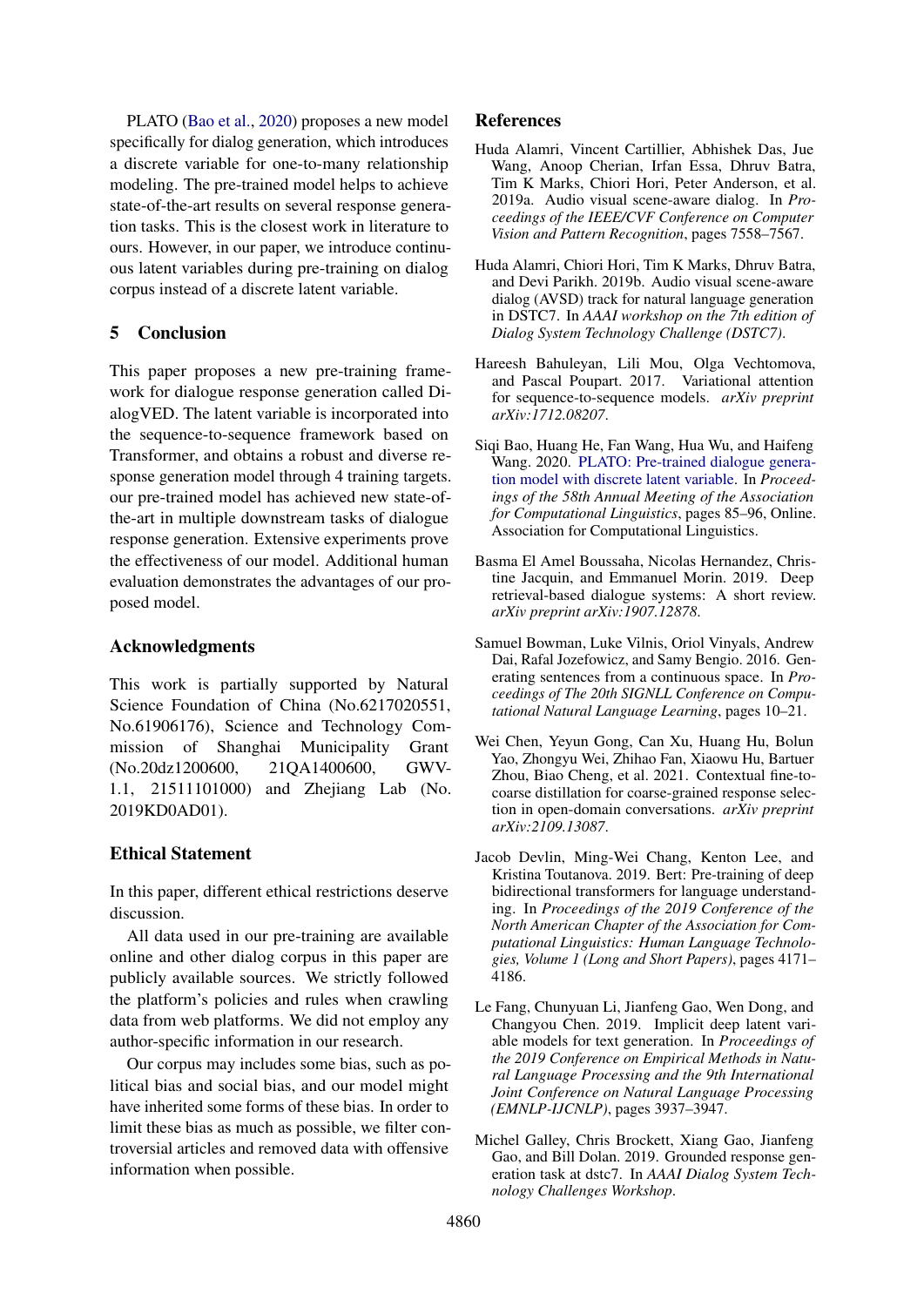PLATO (Bao et al., 2020) proposes a new model specifically for dialog generation, which introduces a discrete variable for one-to-many relationship modeling. The pre-trained model helps to achieve state-of-the-art results on several response generation tasks. This is the closest work in literature to ours. However, in our paper, we introduce continuous latent variables during pre-training on dialog corpus instead of a discrete latent variable.

## 5 Conclusion

This paper proposes a new pre-training framework for dialogue response generation called DialogVED. The latent variable is incorporated into the sequence-to-sequence framework based on Transformer, and obtains a robust and diverse response generation model through 4 training targets. our pre-trained model has achieved new state-of-the-art in multiple downstream tasks of dialogue response generation. Extensive experiments prove the effectiveness of our model. Additional human evaluation demonstrates the advantages of our proposed model.

## Acknowledgments

This work is partially supported by Natural Science Foundation of China (No.6217020551, No.61906176), Science and Technology Commission of Shanghai Municipality Grant (No.20dz1200600, 21QA1400600, GWV-1.1, 21511101000) and Zhejiang Lab (No. 2019KD0AD01).

## Ethical Statement

In this paper, different ethical restrictions deserve discussion.

All data used in our pre-training are available online and other dialog corpus in this paper are publicly available sources. We strictly followed the platform's policies and rules when crawling data from web platforms. We did not employ any author-specific information in our research.

Our corpus may includes some bias, such as political bias and social bias, and our model might have inherited some forms of these bias. In order to limit these bias as much as possible, we filter controversial articles and removed data with offensive information when possible.

## References

Huda Alamri, Vincent Cartillier, Abhishek Das, Jue Wang, Anoop Cherian, Irfan Essa, Dhruv Batra, Tim K Marks, Chiori Hori, Peter Anderson, et al. 2019a. Audio visual scene-aware dialog. In *Proceedings of the IEEE/CVF Conference on Computer Vision and Pattern Recognition*, pages 7558–7567.

Huda Alamri, Chiori Hori, Tim K Marks, Dhruv Batra, and Devi Parikh. 2019b. Audio visual scene-aware dialog (AVSD) track for natural language generation in DSTC7. In *AAAI workshop on the 7th edition of Dialog System Technology Challenge (DSTC7)*.

Hareesh Bahuleyan, Lili Mou, Olga Vechtomova, and Pascal Poupart. 2017. Variational attention for sequence-to-sequence models. *arXiv preprint arXiv:1712.08207*.

Siqi Bao, Huang He, Fan Wang, Hua Wu, and Haifeng Wang. 2020. PLATO: Pre-trained dialogue generation model with discrete latent variable. In *Proceedings of the 58th Annual Meeting of the Association for Computational Linguistics*, pages 85–96, Online. Association for Computational Linguistics.

Basma El Amel Boussaha, Nicolas Hernandez, Christine Jacquin, and Emmanuel Morin. 2019. Deep retrieval-based dialogue systems: A short review. *arXiv preprint arXiv:1907.12878*.

Samuel Bowman, Luke Vilnis, Oriol Vinyals, Andrew Dai, Rafal Jozefowicz, and Samy Bengio. 2016. Generating sentences from a continuous space. In *Proceedings of The 20th SIGNLL Conference on Computational Natural Language Learning*, pages 10–21.

Wei Chen, Yeyun Gong, Can Xu, Huang Hu, Bolun Yao, Zhongyu Wei, Zhihao Fan, Xiaowu Hu, Bartuer Zhou, Biao Cheng, et al. 2021. Contextual fine-to-coarse distillation for coarse-grained response selection in open-domain conversations. *arXiv preprint arXiv:2109.13087*.

Jacob Devlin, Ming-Wei Chang, Kenton Lee, and Kristina Toutanova. 2019. Bert: Pre-training of deep bidirectional transformers for language understanding. In *Proceedings of the 2019 Conference of the North American Chapter of the Association for Computational Linguistics: Human Language Technologies, Volume 1 (Long and Short Papers)*, pages 4171–4186.

Le Fang, Chunyuan Li, Jianfeng Gao, Wen Dong, and Changyou Chen. 2019. Implicit deep latent variable models for text generation. In *Proceedings of the 2019 Conference on Empirical Methods in Natural Language Processing and the 9th International Joint Conference on Natural Language Processing (EMNLP-IJCNLP)*, pages 3937–3947.

Michel Galley, Chris Brockett, Xiang Gao, Jianfeng Gao, and Bill Dolan. 2019. Grounded response generation task at dstc7. In *AAAI Dialog System Technology Challenges Workshop*.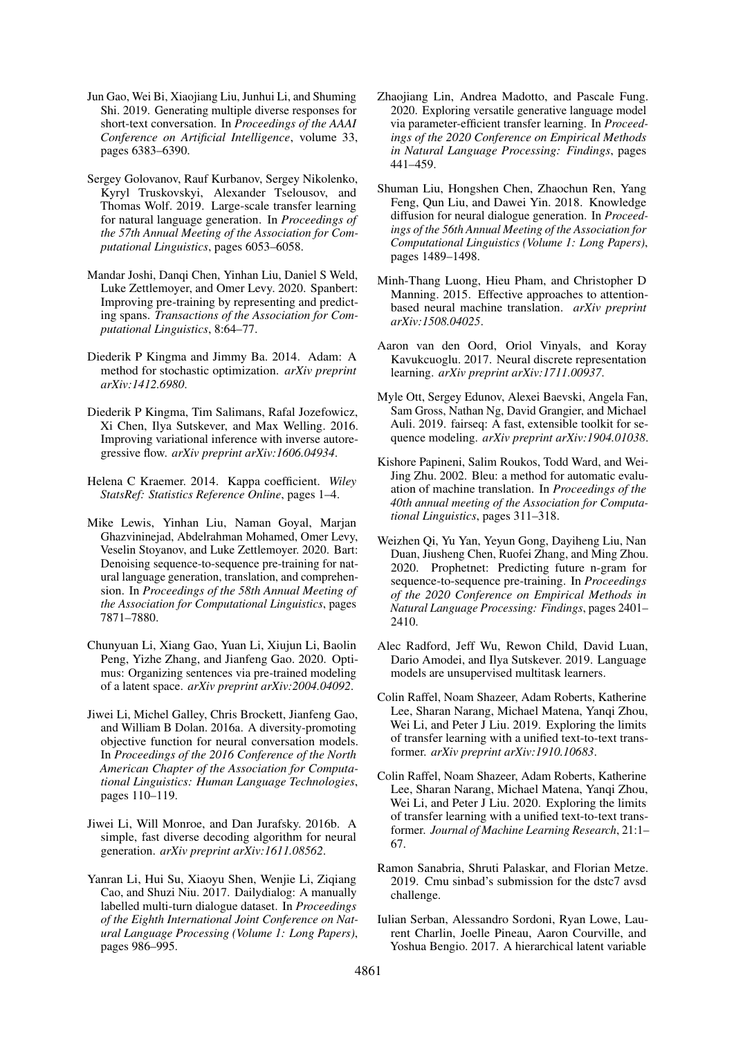Jun Gao, Wei Bi, Xiaojiang Liu, Junhui Li, and Shuming Shi. 2019. Generating multiple diverse responses for short-text conversation. In *Proceedings of the AAAI Conference on Artificial Intelligence*, volume 33, pages 6383–6390.

Sergey Golovanov, Rauf Kurbanov, Sergey Nikolenko, Kyryl Truskovskyi, Alexander Tselousov, and Thomas Wolf. 2019. Large-scale transfer learning for natural language generation. In *Proceedings of the 57th Annual Meeting of the Association for Computational Linguistics*, pages 6053–6058.

Mandar Joshi, Danqi Chen, Yinhan Liu, Daniel S Weld, Luke Zettlemoyer, and Omer Levy. 2020. Spanbert: Improving pre-training by representing and predicting spans. *Transactions of the Association for Computational Linguistics*, 8:64–77.

Diederik P Kingma and Jimmy Ba. 2014. Adam: A method for stochastic optimization. *arXiv preprint arXiv:1412.6980*.

Diederik P Kingma, Tim Salimans, Rafal Jozefowicz, Xi Chen, Ilya Sutskever, and Max Welling. 2016. Improving variational inference with inverse autoregressive flow. *arXiv preprint arXiv:1606.04934*.

Helena C Kraemer. 2014. Kappa coefficient. *Wiley StatsRef: Statistics Reference Online*, pages 1–4.

Mike Lewis, Yinhan Liu, Naman Goyal, Marjan Ghazvininejad, Abdelrahman Mohamed, Omer Levy, Veselin Stoyanov, and Luke Zettlemoyer. 2020. Bart: Denoising sequence-to-sequence pre-training for natural language generation, translation, and comprehension. In *Proceedings of the 58th Annual Meeting of the Association for Computational Linguistics*, pages 7871–7880.

Chunyuan Li, Xiang Gao, Yuan Li, Xiujun Li, Baolin Peng, Yizhe Zhang, and Jianfeng Gao. 2020. Optimus: Organizing sentences via pre-trained modeling of a latent space. *arXiv preprint arXiv:2004.04092*.

Jiwei Li, Michel Galley, Chris Brockett, Jianfeng Gao, and William B Dolan. 2016a. A diversity-promoting objective function for neural conversation models. In *Proceedings of the 2016 Conference of the North American Chapter of the Association for Computational Linguistics: Human Language Technologies*, pages 110–119.

Jiwei Li, Will Monroe, and Dan Jurafsky. 2016b. A simple, fast diverse decoding algorithm for neural generation. *arXiv preprint arXiv:1611.08562*.

Yanran Li, Hui Su, Xiaoyu Shen, Wenjie Li, Ziqiang Cao, and Shuzi Niu. 2017. Dailydialog: A manually labelled multi-turn dialogue dataset. In *Proceedings of the Eighth International Joint Conference on Natural Language Processing (Volume 1: Long Papers)*, pages 986–995.

Zhaojiang Lin, Andrea Madotto, and Pascale Fung. 2020. Exploring versatile generative language model via parameter-efficient transfer learning. In *Proceedings of the 2020 Conference on Empirical Methods in Natural Language Processing: Findings*, pages 441–459.

Shuman Liu, Hongshen Chen, Zhaochun Ren, Yang Feng, Qun Liu, and Dawei Yin. 2018. Knowledge diffusion for neural dialogue generation. In *Proceedings of the 56th Annual Meeting of the Association for Computational Linguistics (Volume 1: Long Papers)*, pages 1489–1498.

Minh-Thang Luong, Hieu Pham, and Christopher D Manning. 2015. Effective approaches to attention-based neural machine translation. *arXiv preprint arXiv:1508.04025*.

Aaron van den Oord, Oriol Vinyals, and Koray Kavukcuoglu. 2017. Neural discrete representation learning. *arXiv preprint arXiv:1711.00937*.

Myle Ott, Sergey Edunov, Alexei Baevski, Angela Fan, Sam Gross, Nathan Ng, David Grangier, and Michael Auli. 2019. fairseq: A fast, extensible toolkit for sequence modeling. *arXiv preprint arXiv:1904.01038*.

Kishore Papineni, Salim Roukos, Todd Ward, and Wei-Jing Zhu. 2002. Bleu: a method for automatic evaluation of machine translation. In *Proceedings of the 40th annual meeting of the Association for Computational Linguistics*, pages 311–318.

Weizhen Qi, Yu Yan, Yeyun Gong, Dayiheng Liu, Nan Duan, Jiusheng Chen, Ruofei Zhang, and Ming Zhou. 2020. Prophetnet: Predicting future n-gram for sequence-to-sequence pre-training. In *Proceedings of the 2020 Conference on Empirical Methods in Natural Language Processing: Findings*, pages 2401–2410.

Alec Radford, Jeff Wu, Rewon Child, David Luan, Dario Amodei, and Ilya Sutskever. 2019. Language models are unsupervised multitask learners.

Colin Raffel, Noam Shazeer, Adam Roberts, Katherine Lee, Sharan Narang, Michael Matena, Yanqi Zhou, Wei Li, and Peter J Liu. 2019. Exploring the limits of transfer learning with a unified text-to-text transformer. *arXiv preprint arXiv:1910.10683*.

Colin Raffel, Noam Shazeer, Adam Roberts, Katherine Lee, Sharan Narang, Michael Matena, Yanqi Zhou, Wei Li, and Peter J Liu. 2020. Exploring the limits of transfer learning with a unified text-to-text transformer. *Journal of Machine Learning Research*, 21:1–67.

Ramon Sanabria, Shruti Palaskar, and Florian Metze. 2019. Cmu sinbad's submission for the dstc7 avsd challenge.

Iulian Serban, Alessandro Sordoni, Ryan Lowe, Laurent Charlin, Joelle Pineau, Aaron Courville, and Yoshua Bengio. 2017. A hierarchical latent variable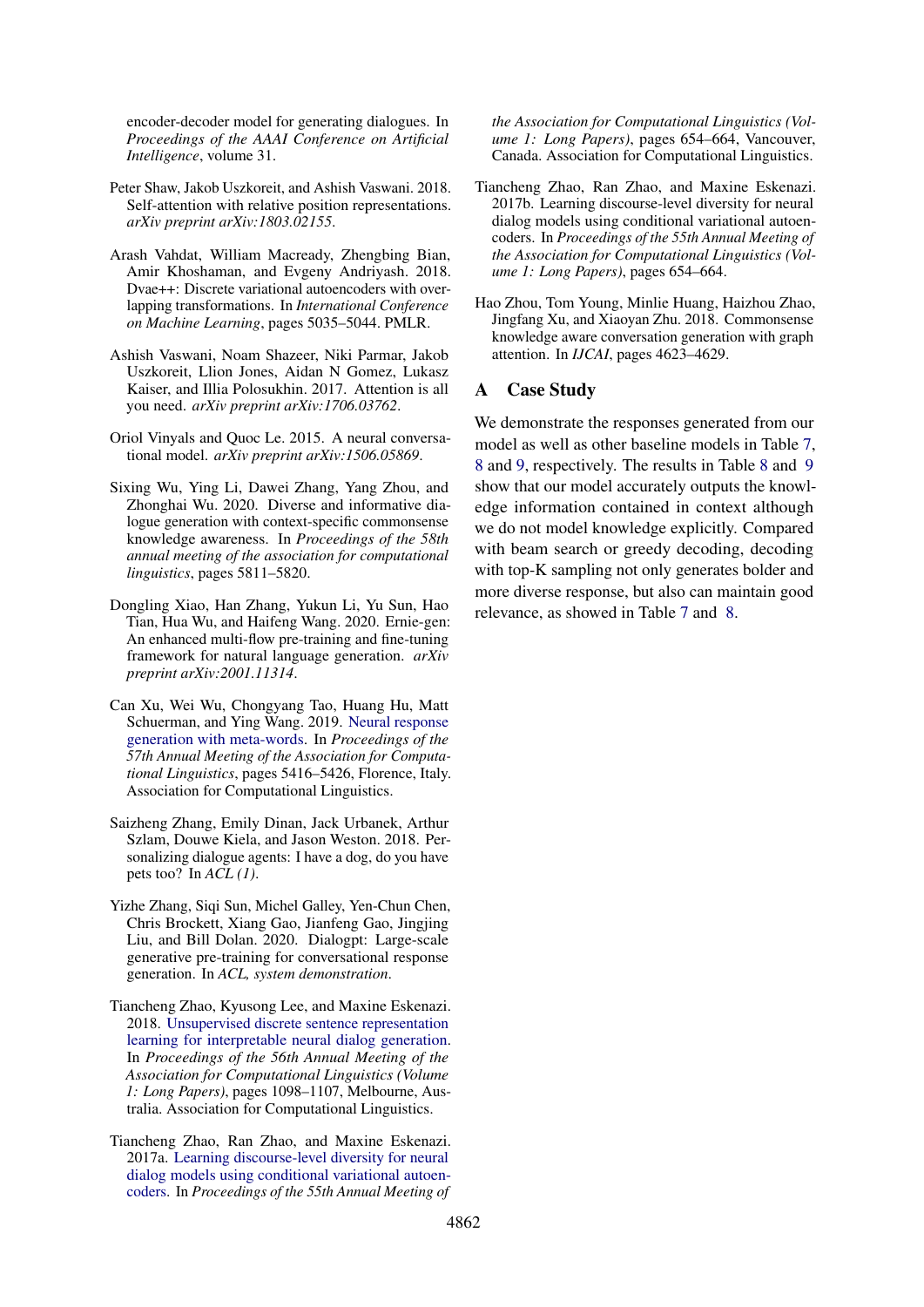encoder-decoder model for generating dialogues. In *Proceedings of the AAAI Conference on Artificial Intelligence*, volume 31.

Peter Shaw, Jakob Uszkoreit, and Ashish Vaswani. 2018. Self-attention with relative position representations. *arXiv preprint arXiv:1803.02155*.

Arash Vahdat, William Macready, Zhengbing Bian, Amir Khoshaman, and Evgeny Andriyash. 2018. Dvae++: Discrete variational autoencoders with overlapping transformations. In *International Conference on Machine Learning*, pages 5035–5044. PMLR.

Ashish Vaswani, Noam Shazeer, Niki Parmar, Jakob Uszkoreit, Llion Jones, Aidan N Gomez, Lukasz Kaiser, and Illia Polosukhin. 2017. Attention is all you need. *arXiv preprint arXiv:1706.03762*.

Oriol Vinyals and Quoc Le. 2015. A neural conversational model. *arXiv preprint arXiv:1506.05869*.

Sixing Wu, Ying Li, Dawei Zhang, Yang Zhou, and Zhonghai Wu. 2020. Diverse and informative dialogue generation with context-specific commonsense knowledge awareness. In *Proceedings of the 58th annual meeting of the association for computational linguistics*, pages 5811–5820.

Dongling Xiao, Han Zhang, Yukun Li, Yu Sun, Hao Tian, Hua Wu, and Haifeng Wang. 2020. Ernie-gen: An enhanced multi-flow pre-training and fine-tuning framework for natural language generation. *arXiv preprint arXiv:2001.11314*.

Can Xu, Wei Wu, Chongyang Tao, Huang Hu, Matt Schuerman, and Ying Wang. 2019. Neural response generation with meta-words. In *Proceedings of the 57th Annual Meeting of the Association for Computational Linguistics*, pages 5416–5426, Florence, Italy. Association for Computational Linguistics.

Saizheng Zhang, Emily Dinan, Jack Urbanek, Arthur Szlam, Douwe Kiela, and Jason Weston. 2018. Personalizing dialogue agents: I have a dog, do you have pets too? In *ACL (1)*.

Yizhe Zhang, Siqi Sun, Michel Galley, Yen-Chun Chen, Chris Brockett, Xiang Gao, Jianfeng Gao, Jingjing Liu, and Bill Dolan. 2020. Dialogpt: Large-scale generative pre-training for conversational response generation. In *ACL, system demonstration*.

Tiancheng Zhao, Kyusong Lee, and Maxine Eskenazi. 2018. Unsupervised discrete sentence representation learning for interpretable neural dialog generation. In *Proceedings of the 56th Annual Meeting of the Association for Computational Linguistics (Volume 1: Long Papers)*, pages 1098–1107, Melbourne, Australia. Association for Computational Linguistics.

Tiancheng Zhao, Ran Zhao, and Maxine Eskenazi. 2017a. Learning discourse-level diversity for neural dialog models using conditional variational autoencoders. In *Proceedings of the 55th Annual Meeting of the Association for Computational Linguistics (Volume 1: Long Papers)*, pages 654–664, Vancouver, Canada. Association for Computational Linguistics.

Tiancheng Zhao, Ran Zhao, and Maxine Eskenazi. 2017b. Learning discourse-level diversity for neural dialog models using conditional variational autoencoders. In *Proceedings of the 55th Annual Meeting of the Association for Computational Linguistics (Volume 1: Long Papers)*, pages 654–664.

Hao Zhou, Tom Young, Minlie Huang, Haizhou Zhao, Jingfang Xu, and Xiaoyan Zhu. 2018. Commonsense knowledge aware conversation generation with graph attention. In *IJCAI*, pages 4623–4629.

## A Case Study

We demonstrate the responses generated from our model as well as other baseline models in Table 7, 8 and 9, respectively. The results in Table 8 and 9 show that our model accurately outputs the knowledge information contained in context although we do not model knowledge explicitly. Compared with beam search or greedy decoding, decoding with top-K sampling not only generates bolder and more diverse response, but also can maintain good relevance, as showed in Table 7 and 8.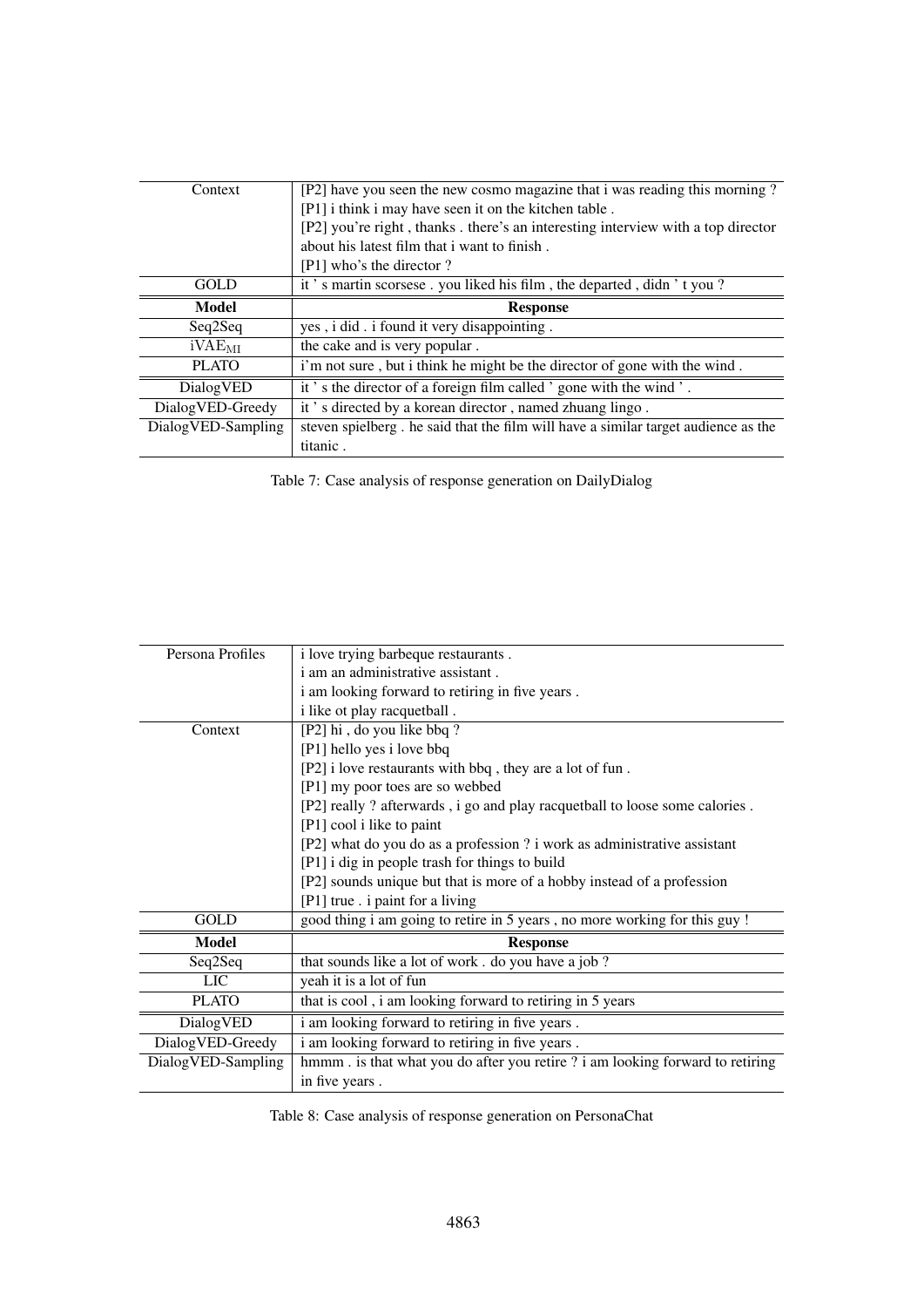| Context | [P2] have you seen the new cosmo magazine that i was reading this morning ?<br>[P1] i think i may have seen it on the kitchen table .<br>[P2] you're right , thanks . there's an interesting interview with a top director about his latest film that i want to finish .<br>[P1] who's the director ? |
|---|---|
| GOLD | it ' s martin scorsese . you liked his film , the departed , didn ' t you ? |
| **Model** | **Response** |
| Seq2Seq | yes , i did . i found it very disappointing . |
| $\text{iVAE}_{\text{MI}}$ | the cake and is very popular . |
| PLATO | i'm not sure , but i think he might be the director of gone with the wind . |
| DialogVED | it ' s the director of a foreign film called ' gone with the wind ' . |
| DialogVED-Greedy | it ' s directed by a korean director , named zhuang lingo . |
| DialogVED-Sampling | steven spielberg . he said that the film will have a similar target audience as the titanic . |

Table 7: Case analysis of response generation on DailyDialog

| Persona Profiles | i love trying barbeque restaurants .<br>i am an administrative assistant .<br>i am looking forward to retiring in five years .<br>i like ot play racquetball . |
|---|---|
| Context | [P2] hi , do you like bbq ?<br>[P1] hello yes i love bbq<br>[P2] i love restaurants with bbq , they are a lot of fun .<br>[P1] my poor toes are so webbed<br>[P2] really ? afterwards , i go and play racquetball to loose some calories .<br>[P1] cool i like to paint<br>[P2] what do you do as a profession ? i work as administrative assistant<br>[P1] i dig in people trash for things to build<br>[P2] sounds unique but that is more of a hobby instead of a profession<br>[P1] true . i paint for a living |
| GOLD | good thing i am going to retire in 5 years , no more working for this guy ! |
| **Model** | **Response** |
| Seq2Seq | that sounds like a lot of work . do you have a job ? |
| LIC | yeah it is a lot of fun |
| PLATO | that is cool , i am looking forward to retiring in 5 years |
| DialogVED | i am looking forward to retiring in five years . |
| DialogVED-Greedy | i am looking forward to retiring in five years . |
| DialogVED-Sampling | hmmm . is that what you do after you retire ? i am looking forward to retiring in five years . |

Table 8: Case analysis of response generation on PersonaChat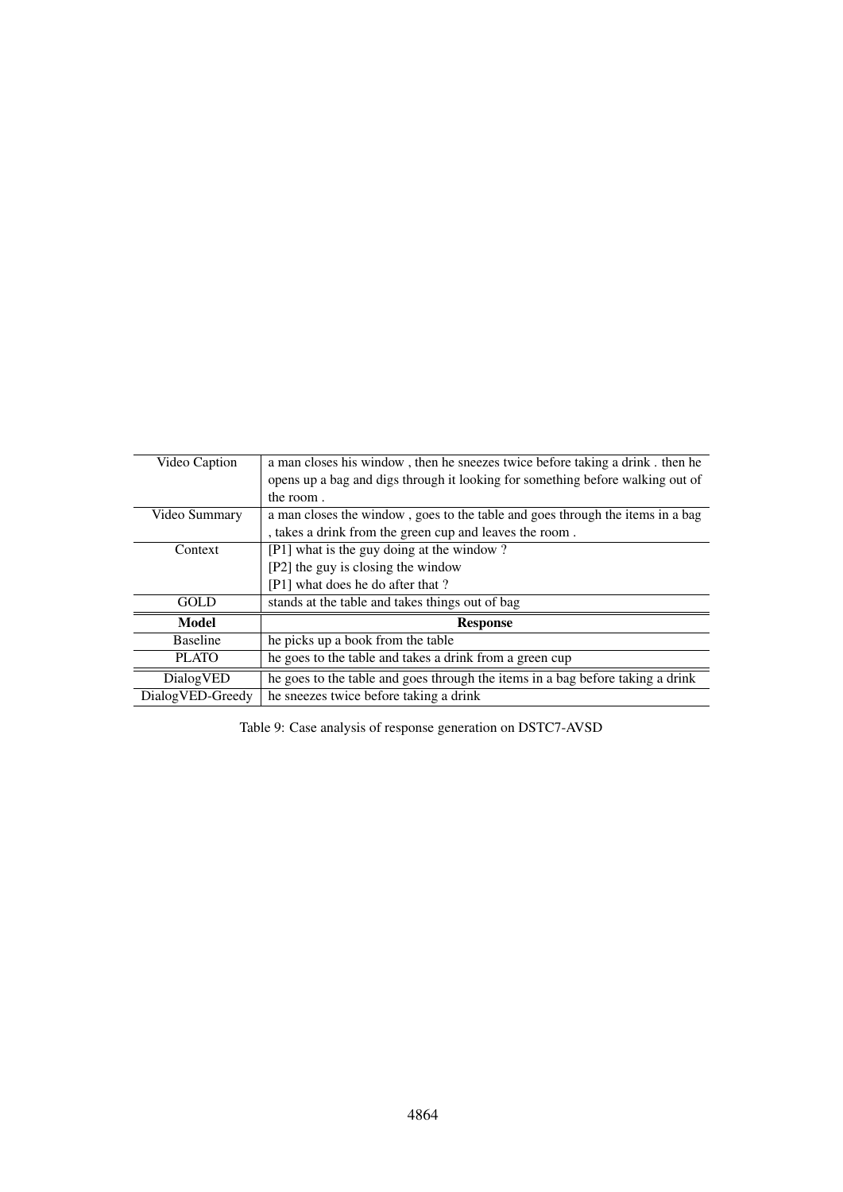| | |
|---|---|
| Video Caption | a man closes his window , then he sneezes twice before taking a drink . then he opens up a bag and digs through it looking for something before walking out of the room . |
| Video Summary | a man closes the window , goes to the table and goes through the items in a bag , takes a drink from the green cup and leaves the room . |
| Context | [P1] what is the guy doing at the window ?<br>[P2] the guy is closing the window<br>[P1] what does he do after that ? |
| GOLD | stands at the table and takes things out of bag |
| **Model** | **Response** |
| Baseline | he picks up a book from the table |
| PLATO | he goes to the table and takes a drink from a green cup |
| DialogVED | he goes to the table and goes through the items in a bag before taking a drink |
| DialogVED-Greedy | he sneezes twice before taking a drink |

Table 9: Case analysis of response generation on DSTC7-AVSD